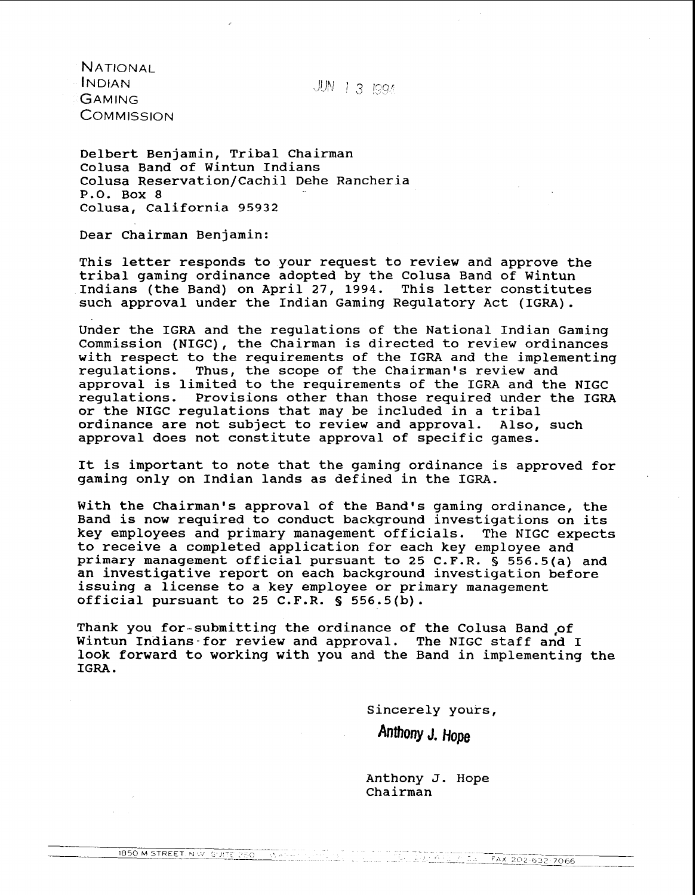NATIONAL
INDIAN
GAMING
COMMISSION

JUN 13 1994

Delbert Benjamin, Tribal Chairman
Colusa Band of Wintun Indians
Colusa Reservation/Cachil Dehe Rancheria
P.O. Box 8
Colusa, California 95932

Dear Chairman Benjamin:

This letter responds to your request to review and approve the tribal gaming ordinance adopted by the Colusa Band of Wintun Indians (the Band) on April 27, 1994. This letter constitutes such approval under the Indian Gaming Regulatory Act (IGRA).

Under the IGRA and the regulations of the National Indian Gaming Commission (NIGC), the Chairman is directed to review ordinances with respect to the requirements of the IGRA and the implementing regulations. Thus, the scope of the Chairman's review and approval is limited to the requirements of the IGRA and the NIGC regulations. Provisions other than those required under the IGRA or the NIGC regulations that may be included in a tribal ordinance are not subject to review and approval. Also, such approval does not constitute approval of specific games.

It is important to note that the gaming ordinance is approved for gaming only on Indian lands as defined in the IGRA.

With the Chairman's approval of the Band's gaming ordinance, the Band is now required to conduct background investigations on its key employees and primary management officials. The NIGC expects to receive a completed application for each key employee and primary management official pursuant to 25 C.F.R. § 556.5(a) and an investigative report on each background investigation before issuing a license to a key employee or primary management official pursuant to 25 C.F.R. § 556.5(b).

Thank you for submitting the ordinance of the Colusa Band of Wintun Indians for review and approval. The NIGC staff and I look forward to working with you and the Band in implementing the IGRA.

Sincerely yours,

Anthony J. Hope

Anthony J. Hope
Chairman

1850 M STREET N.W. SUITE 250 ... FAX 202-632-7066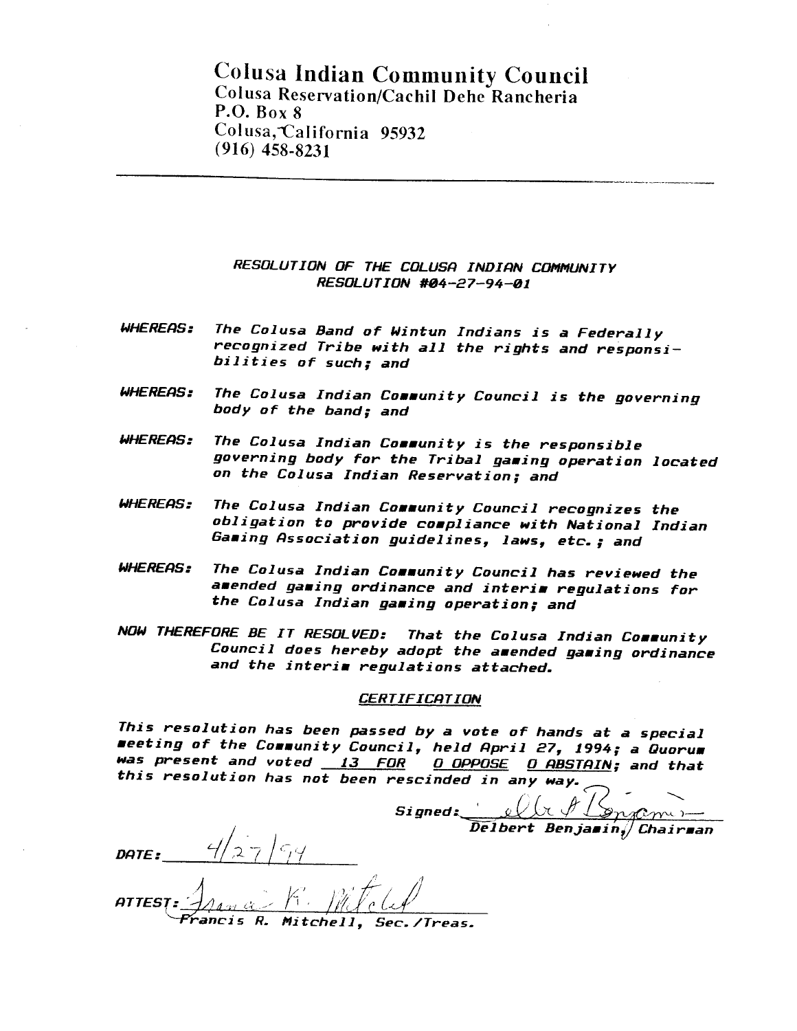# Colusa Indian Community Council

Colusa Reservation/Cachil Dehe Rancheria
P.O. Box 8
Colusa, California 95932
(916) 458-8231

---

*RESOLUTION OF THE COLUSA INDIAN COMMUNITY*
*RESOLUTION #04-27-94-01*

***WHEREAS:*** *The Colusa Band of Wintun Indians is a Federally recognized Tribe with all the rights and responsibilities of such; and*

***WHEREAS:*** *The Colusa Indian Community Council is the governing body of the band; and*

***WHEREAS:*** *The Colusa Indian Community is the responsible governing body for the Tribal gaming operation located on the Colusa Indian Reservation; and*

***WHEREAS:*** *The Colusa Indian Community Council recognizes the obligation to provide compliance with National Indian Gaming Association guidelines, laws, etc.; and*

***WHEREAS:*** *The Colusa Indian Community Council has reviewed the amended gaming ordinance and interim regulations for the Colusa Indian gaming operation; and*

***NOW THEREFORE BE IT RESOLVED:*** *That the Colusa Indian Community Council does hereby adopt the amended gaming ordinance and the interim regulations attached.*

*CERTIFICATION*

*This resolution has been passed by a vote of hands at a special meeting of the Community Council, held April 27, 1994; a Quorum was present and voted 13 FOR 0 OPPOSE 0 ABSTAIN; and that this resolution has not been rescinded in any way.*

*Signed:* ______________________
*Delbert Benjamin, Chairman*

*DATE:* 4/27/94

*ATTEST:* ______________________
*Francis R. Mitchell, Sec./Treas.*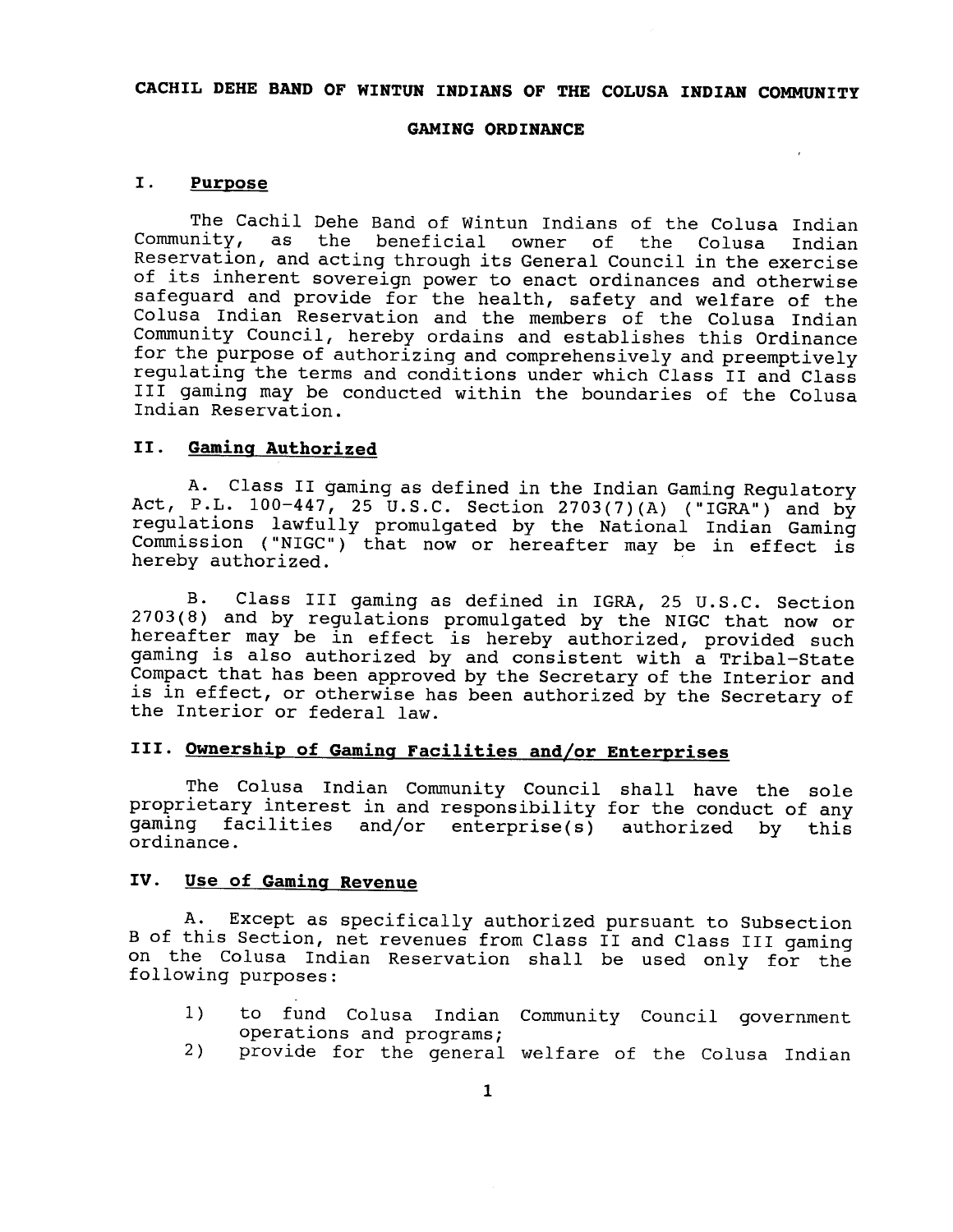# CACHIL DEHE BAND OF WINTUN INDIANS OF THE COLUSA INDIAN COMMUNITY

## GAMING ORDINANCE

### I. Purpose

The Cachil Dehe Band of Wintun Indians of the Colusa Indian Community, as the beneficial owner of the Colusa Indian Reservation, and acting through its General Council in the exercise of its inherent sovereign power to enact ordinances and otherwise safeguard and provide for the health, safety and welfare of the Colusa Indian Reservation and the members of the Colusa Indian Community Council, hereby ordains and establishes this Ordinance for the purpose of authorizing and comprehensively and preemptively regulating the terms and conditions under which Class II and Class III gaming may be conducted within the boundaries of the Colusa Indian Reservation.

### II. Gaming Authorized

A. Class II gaming as defined in the Indian Gaming Regulatory Act, P.L. 100-447, 25 U.S.C. Section 2703(7)(A) ("IGRA") and by regulations lawfully promulgated by the National Indian Gaming Commission ("NIGC") that now or hereafter may be in effect is hereby authorized.

B. Class III gaming as defined in IGRA, 25 U.S.C. Section 2703(8) and by regulations promulgated by the NIGC that now or hereafter may be in effect is hereby authorized, provided such gaming is also authorized by and consistent with a Tribal-State Compact that has been approved by the Secretary of the Interior and is in effect, or otherwise has been authorized by the Secretary of the Interior or federal law.

### III. Ownership of Gaming Facilities and/or Enterprises

The Colusa Indian Community Council shall have the sole proprietary interest in and responsibility for the conduct of any gaming facilities and/or enterprise(s) authorized by this ordinance.

### IV. Use of Gaming Revenue

A. Except as specifically authorized pursuant to Subsection B of this Section, net revenues from Class II and Class III gaming on the Colusa Indian Reservation shall be used only for the following purposes:

1) to fund Colusa Indian Community Council government operations and programs;
2) provide for the general welfare of the Colusa Indian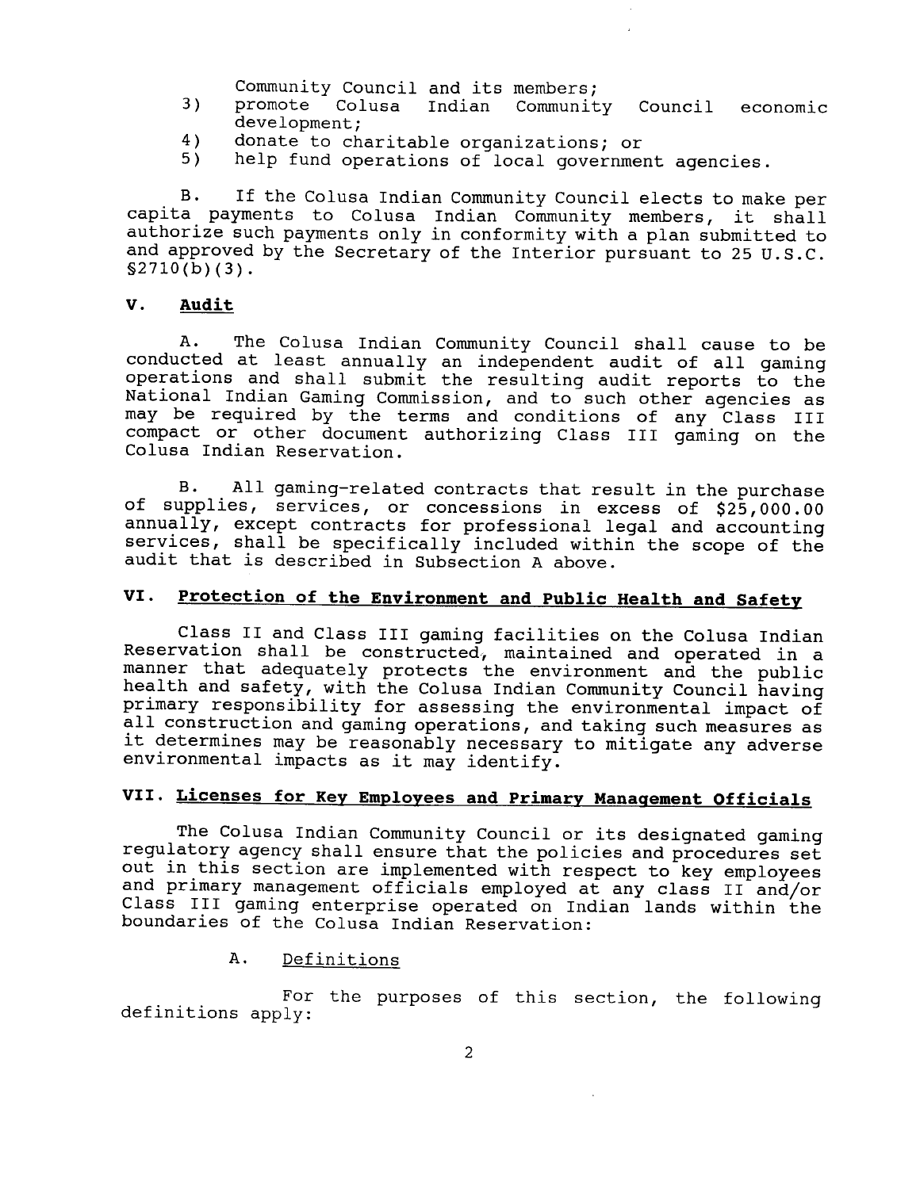Community Council and its members;

3) promote Colusa Indian Community Council economic development;
4) donate to charitable organizations; or
5) help fund operations of local government agencies.

B. If the Colusa Indian Community Council elects to make per capita payments to Colusa Indian Community members, it shall authorize such payments only in conformity with a plan submitted to and approved by the Secretary of the Interior pursuant to 25 U.S.C. §2710(b)(3).

## V. **Audit**

A. The Colusa Indian Community Council shall cause to be conducted at least annually an independent audit of all gaming operations and shall submit the resulting audit reports to the National Indian Gaming Commission, and to such other agencies as may be required by the terms and conditions of any Class III compact or other document authorizing Class III gaming on the Colusa Indian Reservation.

B. All gaming-related contracts that result in the purchase of supplies, services, or concessions in excess of $25,000.00 annually, except contracts for professional legal and accounting services, shall be specifically included within the scope of the audit that is described in Subsection A above.

## VI. **Protection of the Environment and Public Health and Safety**

Class II and Class III gaming facilities on the Colusa Indian Reservation shall be constructed, maintained and operated in a manner that adequately protects the environment and the public health and safety, with the Colusa Indian Community Council having primary responsibility for assessing the environmental impact of all construction and gaming operations, and taking such measures as it determines may be reasonably necessary to mitigate any adverse environmental impacts as it may identify.

## VII. **Licenses for Key Employees and Primary Management Officials**

The Colusa Indian Community Council or its designated gaming regulatory agency shall ensure that the policies and procedures set out in this section are implemented with respect to key employees and primary management officials employed at any class II and/or Class III gaming enterprise operated on Indian lands within the boundaries of the Colusa Indian Reservation:

### A. Definitions

For the purposes of this section, the following definitions apply: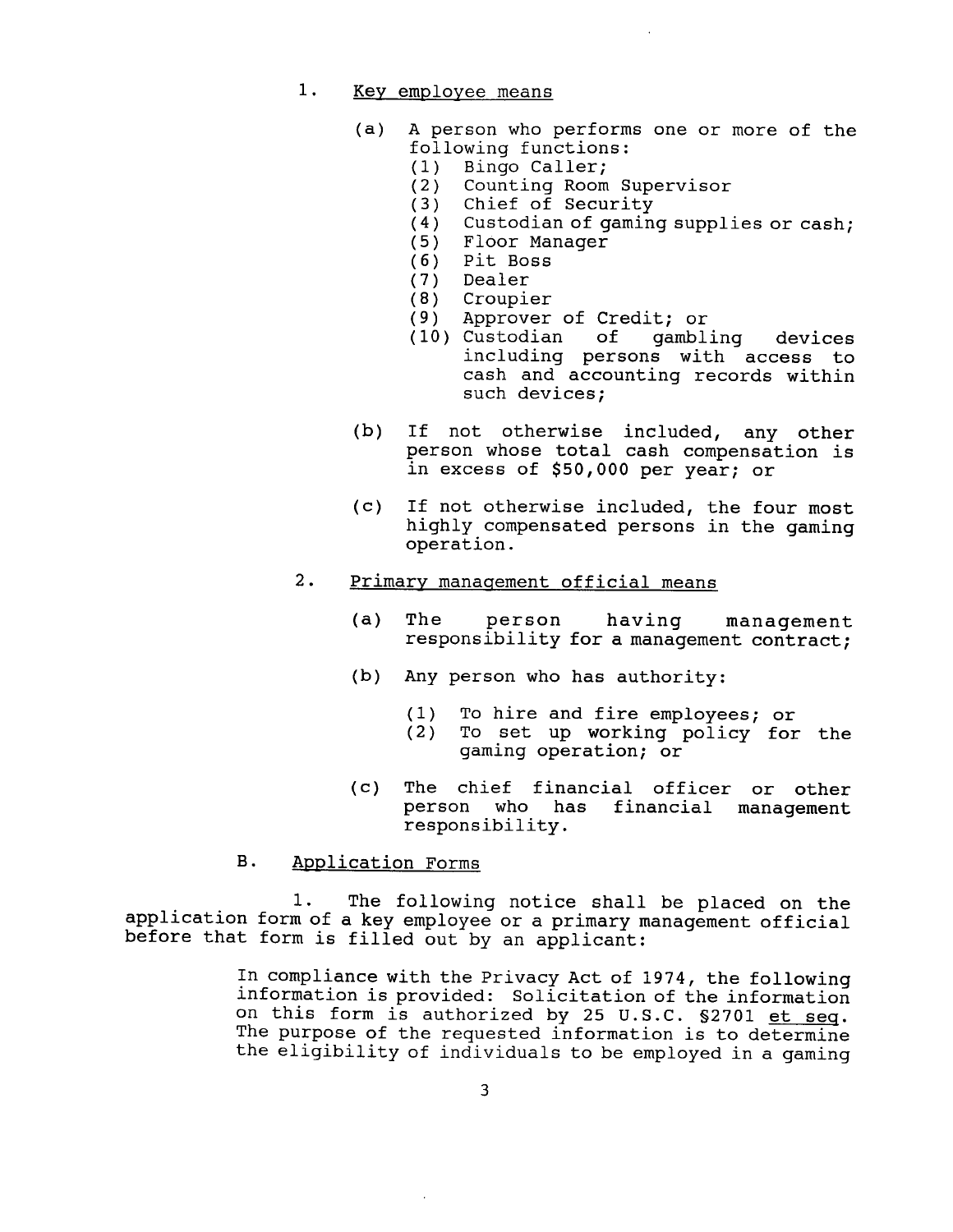1. Key employee means

   (a) A person who performs one or more of the following functions:
       (1) Bingo Caller;
       (2) Counting Room Supervisor
       (3) Chief of Security
       (4) Custodian of gaming supplies or cash;
       (5) Floor Manager
       (6) Pit Boss
       (7) Dealer
       (8) Croupier
       (9) Approver of Credit; or
       (10) Custodian of gambling devices including persons with access to cash and accounting records within such devices;

   (b) If not otherwise included, any other person whose total cash compensation is in excess of $50,000 per year; or

   (c) If not otherwise included, the four most highly compensated persons in the gaming operation.

2. Primary management official means

   (a) The person having management responsibility for a management contract;

   (b) Any person who has authority:

       (1) To hire and fire employees; or
       (2) To set up working policy for the gaming operation; or

   (c) The chief financial officer or other person who has financial management responsibility.

B. Application Forms

1. The following notice shall be placed on the application form of a key employee or a primary management official before that form is filled out by an applicant:

> In compliance with the Privacy Act of 1974, the following information is provided: Solicitation of the information on this form is authorized by 25 U.S.C. §2701 et seq. The purpose of the requested information is to determine the eligibility of individuals to be employed in a gaming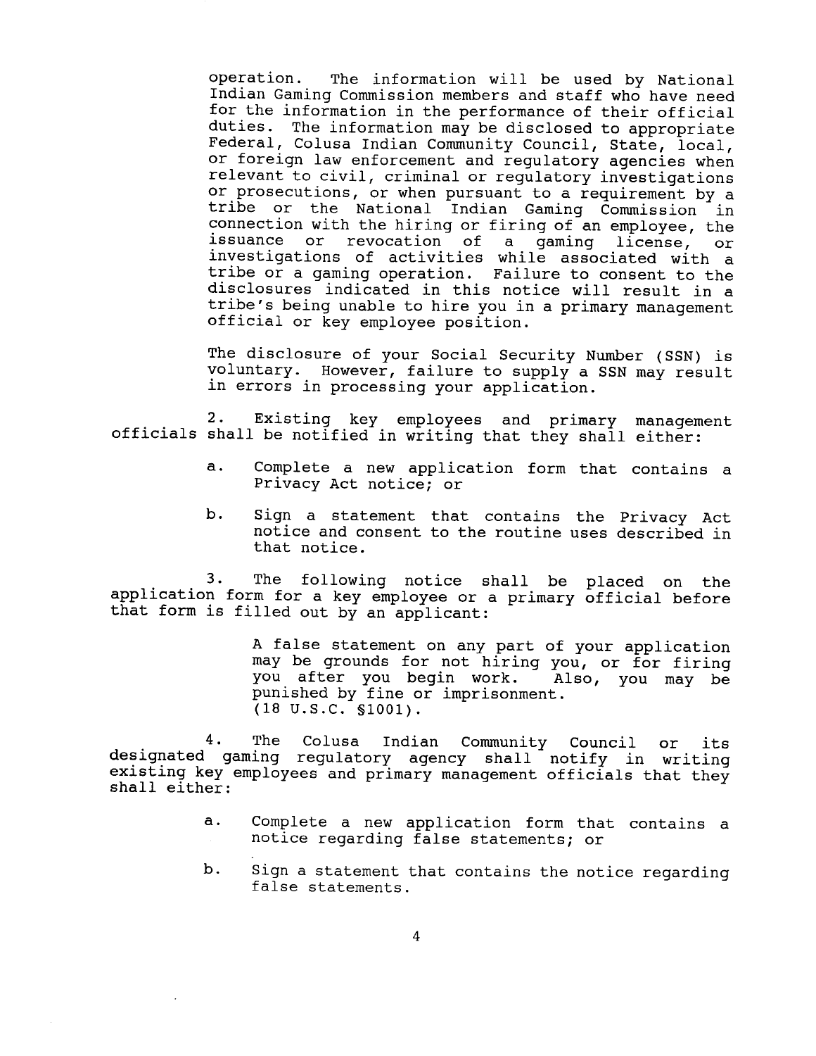operation. The information will be used by National Indian Gaming Commission members and staff who have need for the information in the performance of their official duties. The information may be disclosed to appropriate Federal, Colusa Indian Community Council, State, local, or foreign law enforcement and regulatory agencies when relevant to civil, criminal or regulatory investigations or prosecutions, or when pursuant to a requirement by a tribe or the National Indian Gaming Commission in connection with the hiring or firing of an employee, the issuance or revocation of a gaming license, or investigations of activities while associated with a tribe or a gaming operation. Failure to consent to the disclosures indicated in this notice will result in a tribe's being unable to hire you in a primary management official or key employee position.

The disclosure of your Social Security Number (SSN) is voluntary. However, failure to supply a SSN may result in errors in processing your application.

2. Existing key employees and primary management officials shall be notified in writing that they shall either:

a. Complete a new application form that contains a Privacy Act notice; or

b. Sign a statement that contains the Privacy Act notice and consent to the routine uses described in that notice.

3. The following notice shall be placed on the application form for a key employee or a primary official before that form is filled out by an applicant:

> A false statement on any part of your application may be grounds for not hiring you, or for firing you after you begin work. Also, you may be punished by fine or imprisonment. (18 U.S.C. §1001).

4. The Colusa Indian Community Council or its designated gaming regulatory agency shall notify in writing existing key employees and primary management officials that they shall either:

a. Complete a new application form that contains a notice regarding false statements; or

b. Sign a statement that contains the notice regarding false statements.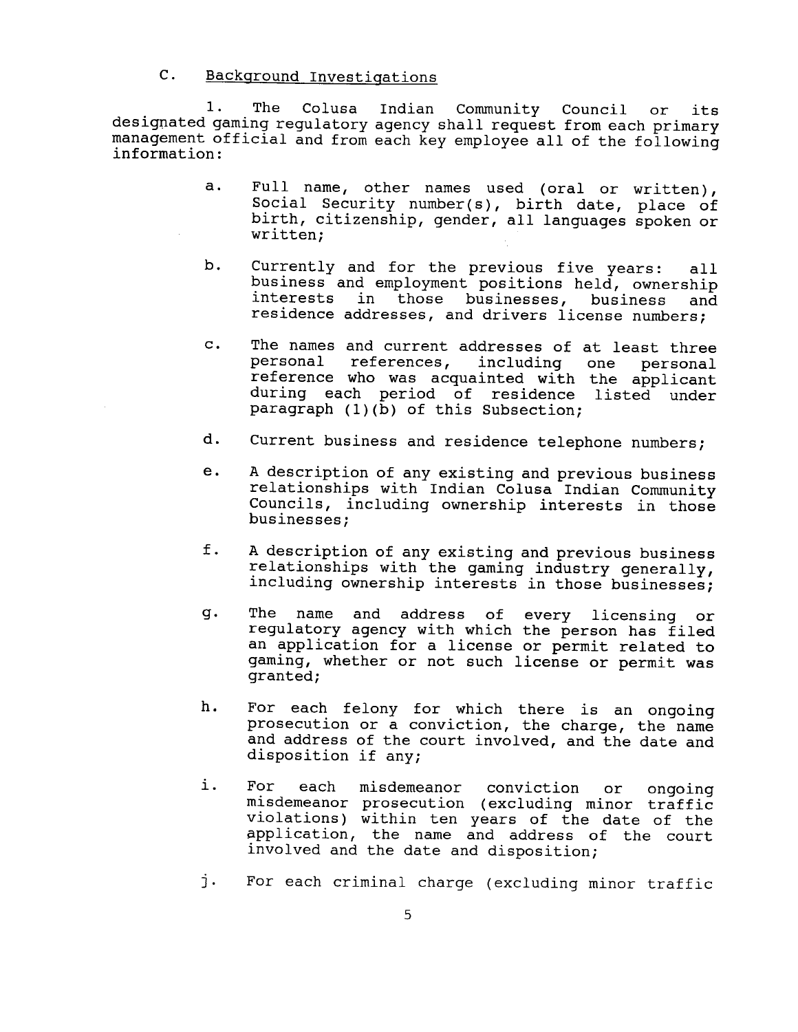C. Background Investigations

1. The Colusa Indian Community Council or its designated gaming regulatory agency shall request from each primary management official and from each key employee all of the following information:

a. Full name, other names used (oral or written), Social Security number(s), birth date, place of birth, citizenship, gender, all languages spoken or written;

b. Currently and for the previous five years: all business and employment positions held, ownership interests in those businesses, business and residence addresses, and drivers license numbers;

c. The names and current addresses of at least three personal references, including one personal reference who was acquainted with the applicant during each period of residence listed under paragraph (1)(b) of this Subsection;

d. Current business and residence telephone numbers;

e. A description of any existing and previous business relationships with Indian Colusa Indian Community Councils, including ownership interests in those businesses;

f. A description of any existing and previous business relationships with the gaming industry generally, including ownership interests in those businesses;

g. The name and address of every licensing or regulatory agency with which the person has filed an application for a license or permit related to gaming, whether or not such license or permit was granted;

h. For each felony for which there is an ongoing prosecution or a conviction, the charge, the name and address of the court involved, and the date and disposition if any;

i. For each misdemeanor conviction or ongoing misdemeanor prosecution (excluding minor traffic violations) within ten years of the date of the application, the name and address of the court involved and the date and disposition;

j. For each criminal charge (excluding minor traffic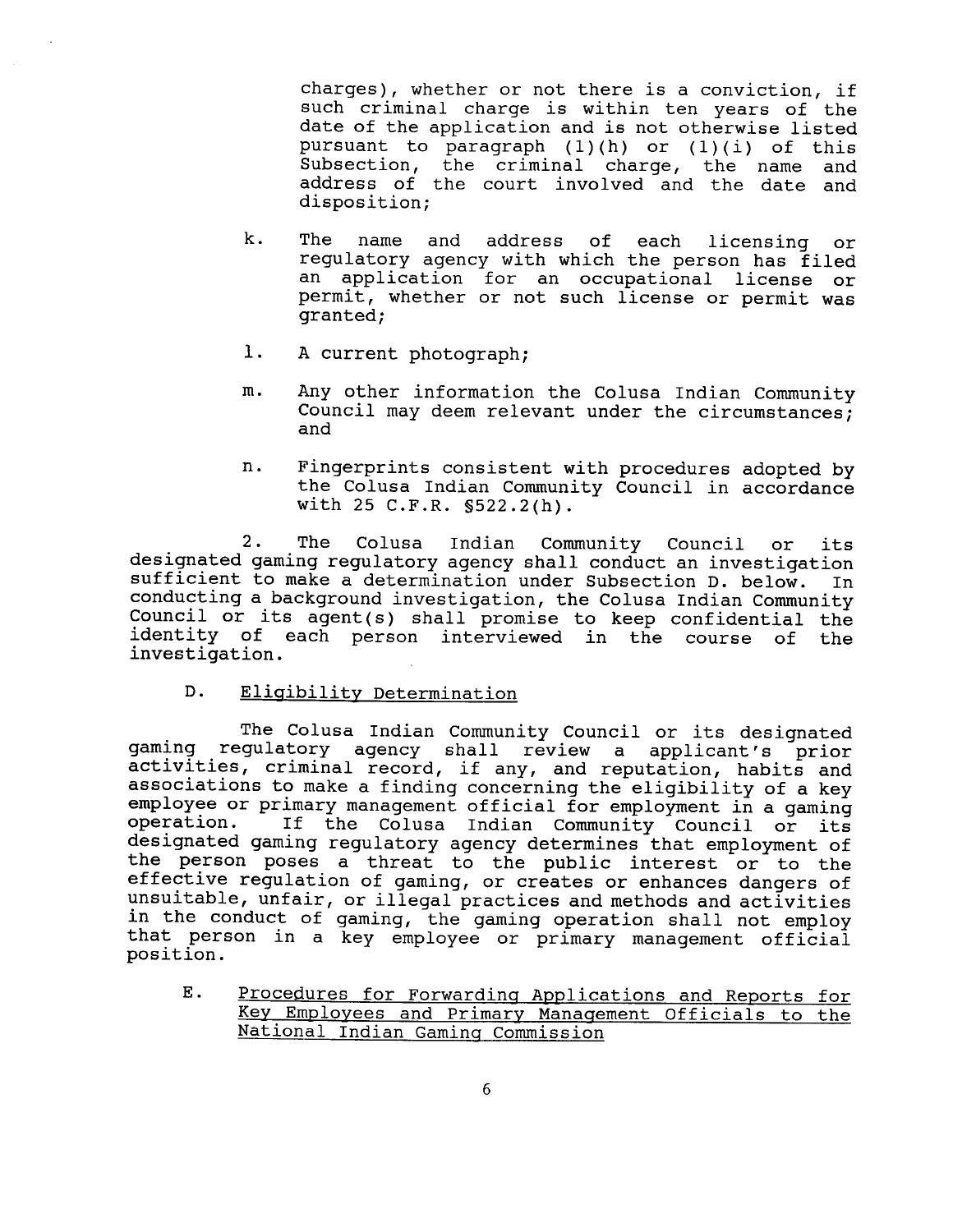charges), whether or not there is a conviction, if such criminal charge is within ten years of the date of the application and is not otherwise listed pursuant to paragraph (1)(h) or (1)(i) of this Subsection, the criminal charge, the name and address of the court involved and the date and disposition;

k. The name and address of each licensing or regulatory agency with which the person has filed an application for an occupational license or permit, whether or not such license or permit was granted;

l. A current photograph;

m. Any other information the Colusa Indian Community Council may deem relevant under the circumstances; and

n. Fingerprints consistent with procedures adopted by the Colusa Indian Community Council in accordance with 25 C.F.R. §522.2(h).

2. The Colusa Indian Community Council or its designated gaming regulatory agency shall conduct an investigation sufficient to make a determination under Subsection D. below. In conducting a background investigation, the Colusa Indian Community Council or its agent(s) shall promise to keep confidential the identity of each person interviewed in the course of the investigation.

D. <u>Eligibility Determination</u>

The Colusa Indian Community Council or its designated gaming regulatory agency shall review a applicant's prior activities, criminal record, if any, and reputation, habits and associations to make a finding concerning the eligibility of a key employee or primary management official for employment in a gaming operation. If the Colusa Indian Community Council or its designated gaming regulatory agency determines that employment of the person poses a threat to the public interest or to the effective regulation of gaming, or creates or enhances dangers of unsuitable, unfair, or illegal practices and methods and activities in the conduct of gaming, the gaming operation shall not employ that person in a key employee or primary management official position.

E. <u>Procedures for Forwarding Applications and Reports for Key Employees and Primary Management Officials to the National Indian Gaming Commission</u>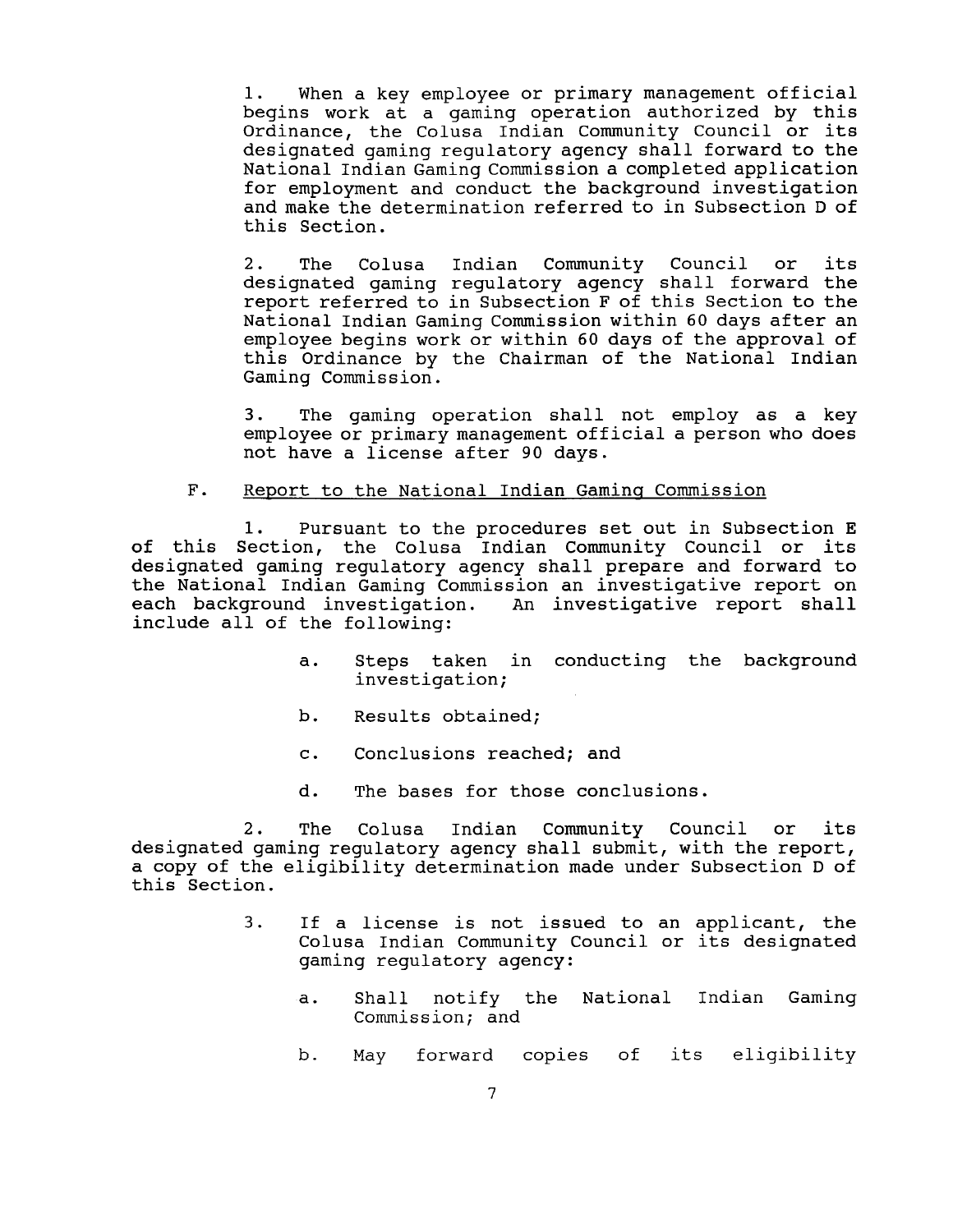1. When a key employee or primary management official begins work at a gaming operation authorized by this Ordinance, the Colusa Indian Community Council or its designated gaming regulatory agency shall forward to the National Indian Gaming Commission a completed application for employment and conduct the background investigation and make the determination referred to in Subsection D of this Section.

2. The Colusa Indian Community Council or its designated gaming regulatory agency shall forward the report referred to in Subsection F of this Section to the National Indian Gaming Commission within 60 days after an employee begins work or within 60 days of the approval of this Ordinance by the Chairman of the National Indian Gaming Commission.

3. The gaming operation shall not employ as a key employee or primary management official a person who does not have a license after 90 days.

F. <u>Report to the National Indian Gaming Commission</u>

1. Pursuant to the procedures set out in Subsection E of this Section, the Colusa Indian Community Council or its designated gaming regulatory agency shall prepare and forward to the National Indian Gaming Commission an investigative report on each background investigation. An investigative report shall include all of the following:

a. Steps taken in conducting the background investigation;

b. Results obtained;

c. Conclusions reached; and

d. The bases for those conclusions.

2. The Colusa Indian Community Council or its designated gaming regulatory agency shall submit, with the report, a copy of the eligibility determination made under Subsection D of this Section.

3. If a license is not issued to an applicant, the Colusa Indian Community Council or its designated gaming regulatory agency:

a. Shall notify the National Indian Gaming Commission; and

b. May forward copies of its eligibility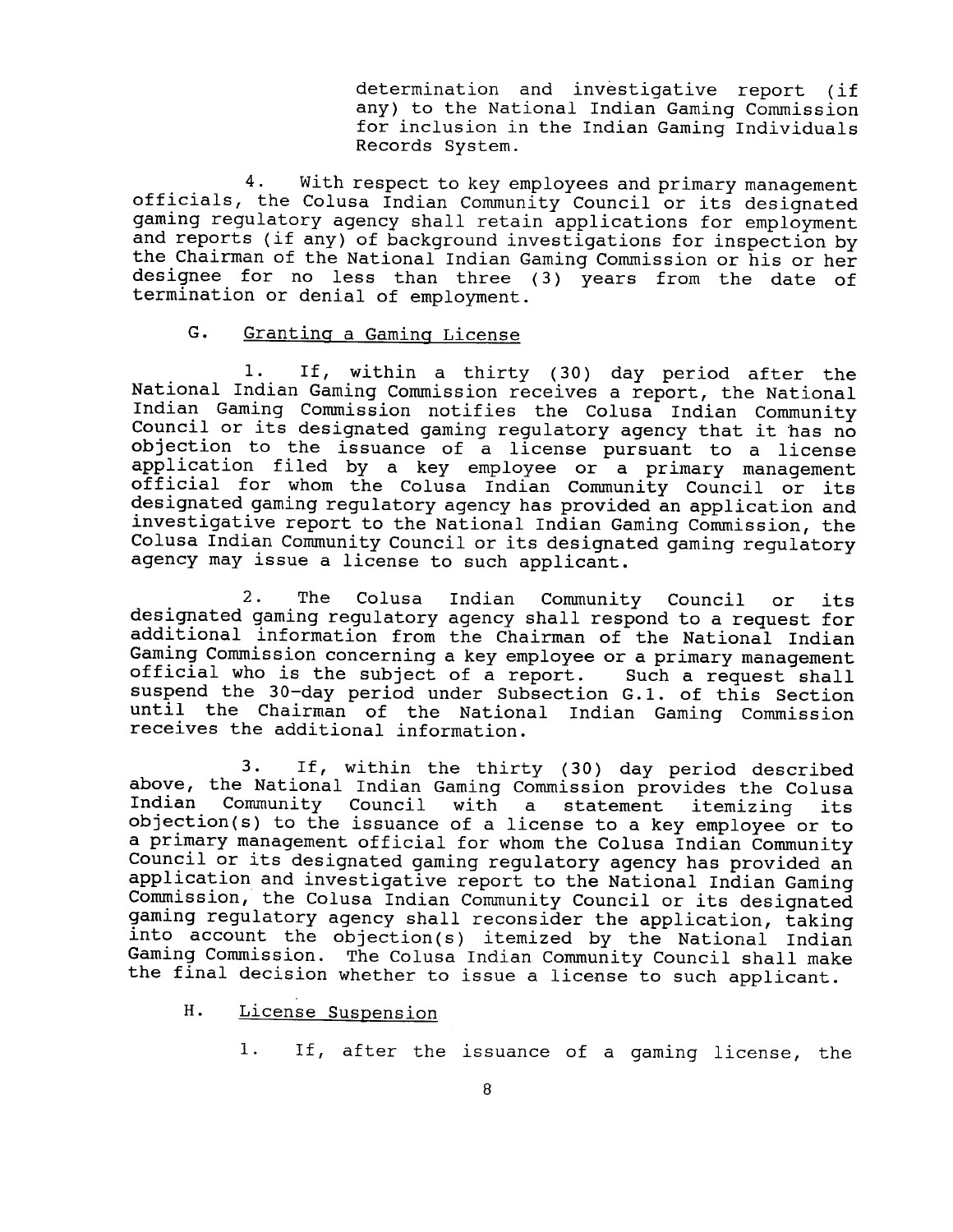determination and investigative report (if any) to the National Indian Gaming Commission for inclusion in the Indian Gaming Individuals Records System.

4. With respect to key employees and primary management officials, the Colusa Indian Community Council or its designated gaming regulatory agency shall retain applications for employment and reports (if any) of background investigations for inspection by the Chairman of the National Indian Gaming Commission or his or her designee for no less than three (3) years from the date of termination or denial of employment.

G. Granting a Gaming License

1. If, within a thirty (30) day period after the National Indian Gaming Commission receives a report, the National Indian Gaming Commission notifies the Colusa Indian Community Council or its designated gaming regulatory agency that it has no objection to the issuance of a license pursuant to a license application filed by a key employee or a primary management official for whom the Colusa Indian Community Council or its designated gaming regulatory agency has provided an application and investigative report to the National Indian Gaming Commission, the Colusa Indian Community Council or its designated gaming regulatory agency may issue a license to such applicant.

2. The Colusa Indian Community Council or its designated gaming regulatory agency shall respond to a request for additional information from the Chairman of the National Indian Gaming Commission concerning a key employee or a primary management official who is the subject of a report. Such a request shall suspend the 30-day period under Subsection G.1. of this Section until the Chairman of the National Indian Gaming Commission receives the additional information.

3. If, within the thirty (30) day period described above, the National Indian Gaming Commission provides the Colusa Indian Community Council with a statement itemizing its objection(s) to the issuance of a license to a key employee or to a primary management official for whom the Colusa Indian Community Council or its designated gaming regulatory agency has provided an application and investigative report to the National Indian Gaming Commission, the Colusa Indian Community Council or its designated gaming regulatory agency shall reconsider the application, taking into account the objection(s) itemized by the National Indian Gaming Commission. The Colusa Indian Community Council shall make the final decision whether to issue a license to such applicant.

H. License Suspension

1. If, after the issuance of a gaming license, the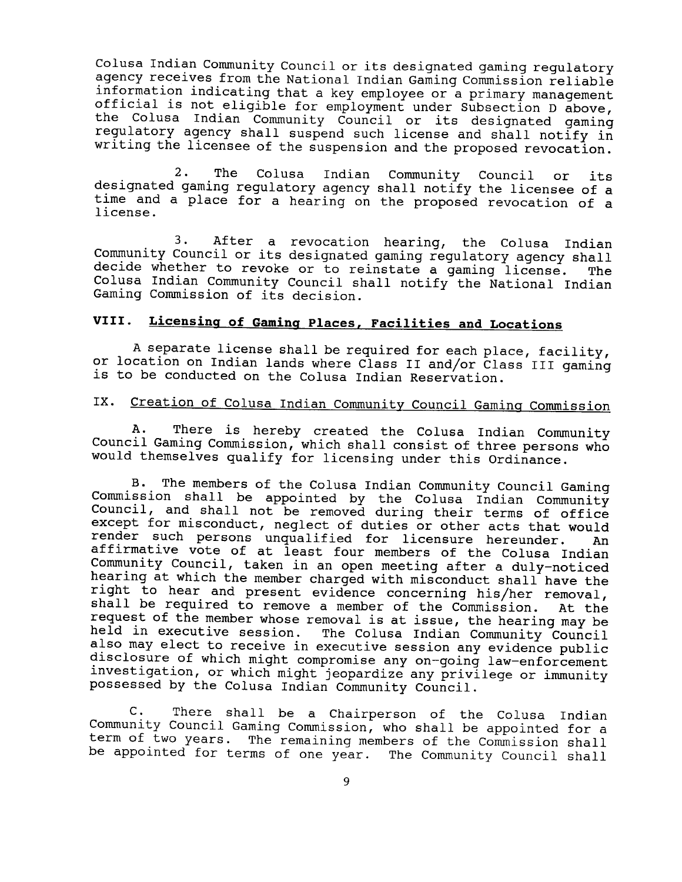Colusa Indian Community Council or its designated gaming regulatory agency receives from the National Indian Gaming Commission reliable information indicating that a key employee or a primary management official is not eligible for employment under Subsection D above, the Colusa Indian Community Council or its designated gaming regulatory agency shall suspend such license and shall notify in writing the licensee of the suspension and the proposed revocation.

2. The Colusa Indian Community Council or its designated gaming regulatory agency shall notify the licensee of a time and a place for a hearing on the proposed revocation of a license.

3. After a revocation hearing, the Colusa Indian Community Council or its designated gaming regulatory agency shall decide whether to revoke or to reinstate a gaming license. The Colusa Indian Community Council shall notify the National Indian Gaming Commission of its decision.

## VIII. Licensing of Gaming Places, Facilities and Locations

A separate license shall be required for each place, facility, or location on Indian lands where Class II and/or Class III gaming is to be conducted on the Colusa Indian Reservation.

## IX. Creation of Colusa Indian Community Council Gaming Commission

A. There is hereby created the Colusa Indian Community Council Gaming Commission, which shall consist of three persons who would themselves qualify for licensing under this Ordinance.

B. The members of the Colusa Indian Community Council Gaming Commission shall be appointed by the Colusa Indian Community Council, and shall not be removed during their terms of office except for misconduct, neglect of duties or other acts that would render such persons unqualified for licensure hereunder. An affirmative vote of at least four members of the Colusa Indian Community Council, taken in an open meeting after a duly-noticed hearing at which the member charged with misconduct shall have the right to hear and present evidence concerning his/her removal, shall be required to remove a member of the Commission. At the request of the member whose removal is at issue, the hearing may be held in executive session. The Colusa Indian Community Council also may elect to receive in executive session any evidence public disclosure of which might compromise any on-going law-enforcement investigation, or which might jeopardize any privilege or immunity possessed by the Colusa Indian Community Council.

C. There shall be a Chairperson of the Colusa Indian Community Council Gaming Commission, who shall be appointed for a term of two years. The remaining members of the Commission shall be appointed for terms of one year. The Community Council shall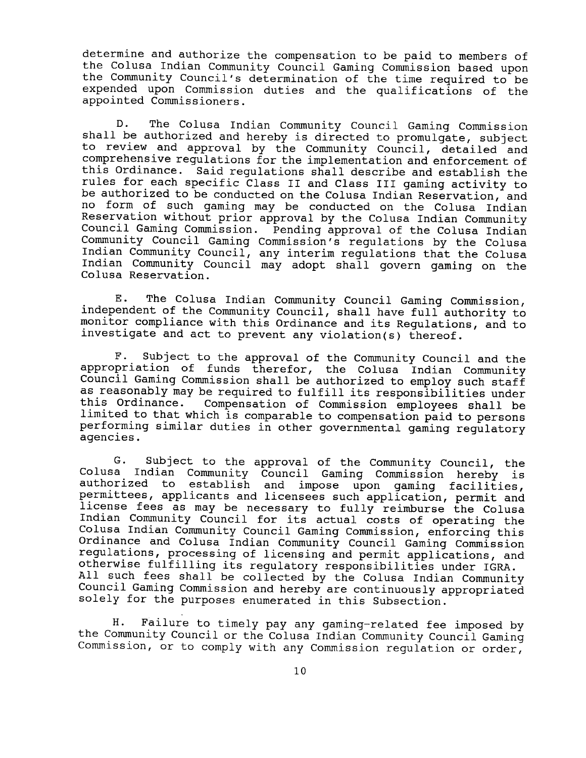determine and authorize the compensation to be paid to members of the Colusa Indian Community Council Gaming Commission based upon the Community Council's determination of the time required to be expended upon Commission duties and the qualifications of the appointed Commissioners.

D. The Colusa Indian Community Council Gaming Commission shall be authorized and hereby is directed to promulgate, subject to review and approval by the Community Council, detailed and comprehensive regulations for the implementation and enforcement of this Ordinance. Said regulations shall describe and establish the rules for each specific Class II and Class III gaming activity to be authorized to be conducted on the Colusa Indian Reservation, and no form of such gaming may be conducted on the Colusa Indian Reservation without prior approval by the Colusa Indian Community Council Gaming Commission. Pending approval of the Colusa Indian Community Council Gaming Commission's regulations by the Colusa Indian Community Council, any interim regulations that the Colusa Indian Community Council may adopt shall govern gaming on the Colusa Reservation.

E. The Colusa Indian Community Council Gaming Commission, independent of the Community Council, shall have full authority to monitor compliance with this Ordinance and its Regulations, and to investigate and act to prevent any violation(s) thereof.

F. Subject to the approval of the Community Council and the appropriation of funds therefor, the Colusa Indian Community Council Gaming Commission shall be authorized to employ such staff as reasonably may be required to fulfill its responsibilities under this Ordinance. Compensation of Commission employees shall be limited to that which is comparable to compensation paid to persons performing similar duties in other governmental gaming regulatory agencies.

G. Subject to the approval of the Community Council, the Colusa Indian Community Council Gaming Commission hereby is authorized to establish and impose upon gaming facilities, permittees, applicants and licensees such application, permit and license fees as may be necessary to fully reimburse the Colusa Indian Community Council for its actual costs of operating the Colusa Indian Community Council Gaming Commission, enforcing this Ordinance and Colusa Indian Community Council Gaming Commission regulations, processing of licensing and permit applications, and otherwise fulfilling its regulatory responsibilities under IGRA. All such fees shall be collected by the Colusa Indian Community Council Gaming Commission and hereby are continuously appropriated solely for the purposes enumerated in this Subsection.

H. Failure to timely pay any gaming-related fee imposed by the Community Council or the Colusa Indian Community Council Gaming Commission, or to comply with any Commission regulation or order,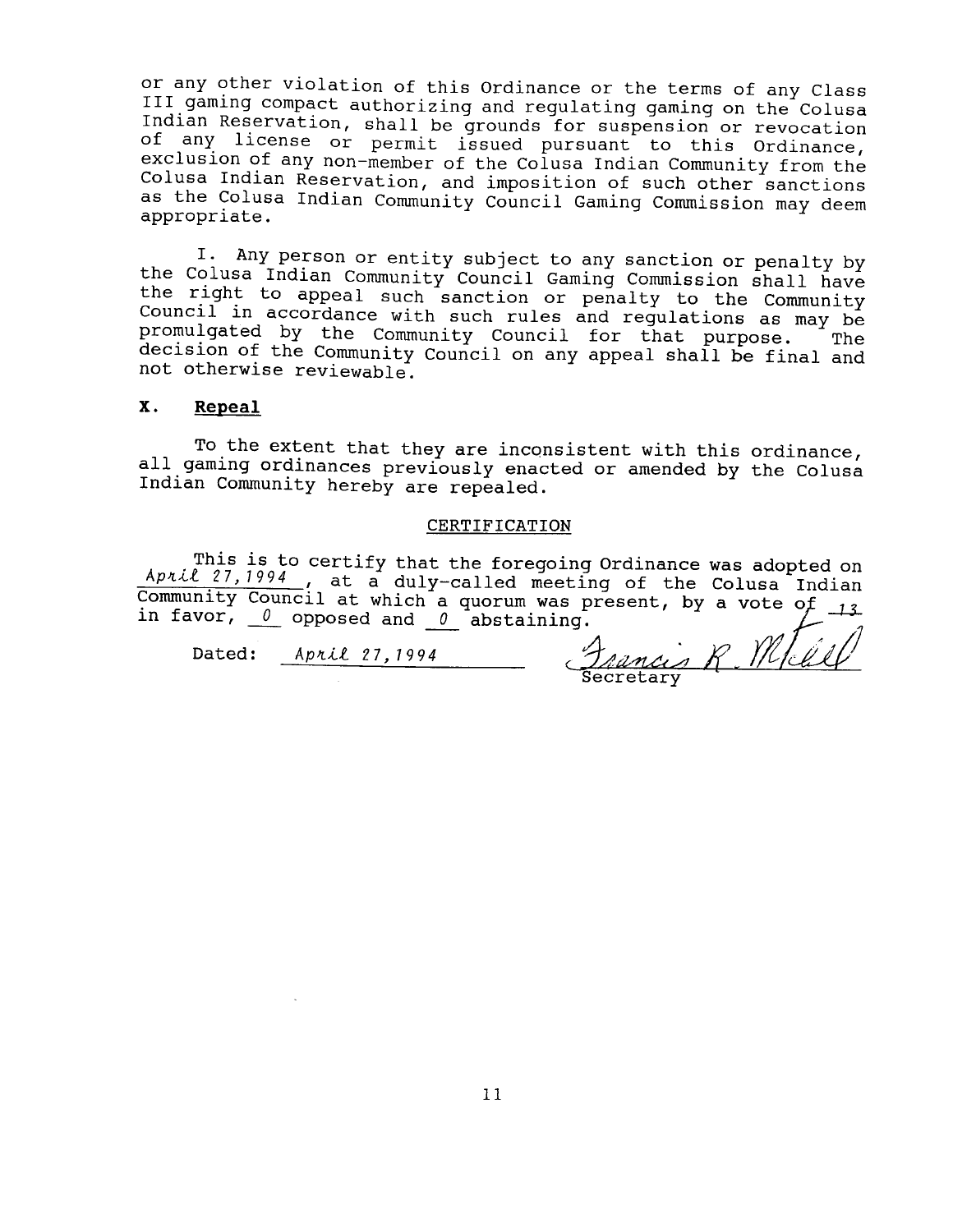or any other violation of this Ordinance or the terms of any Class III gaming compact authorizing and regulating gaming on the Colusa Indian Reservation, shall be grounds for suspension or revocation of any license or permit issued pursuant to this Ordinance, exclusion of any non-member of the Colusa Indian Community from the Colusa Indian Reservation, and imposition of such other sanctions as the Colusa Indian Community Council Gaming Commission may deem appropriate.

I. Any person or entity subject to any sanction or penalty by the Colusa Indian Community Council Gaming Commission shall have the right to appeal such sanction or penalty to the Community Council in accordance with such rules and regulations as may be promulgated by the Community Council for that purpose. The decision of the Community Council on any appeal shall be final and not otherwise reviewable.

## X. Repeal

To the extent that they are inconsistent with this ordinance, all gaming ordinances previously enacted or amended by the Colusa Indian Community hereby are repealed.

### CERTIFICATION

This is to certify that the foregoing Ordinance was adopted on *April 27, 1994*, at a duly-called meeting of the Colusa Indian Community Council at which a quorum was present, by a vote of *13* in favor, *0* opposed and *0* abstaining.

Dated: *April 27, 1994*

*Francis R. McNeill*
Secretary